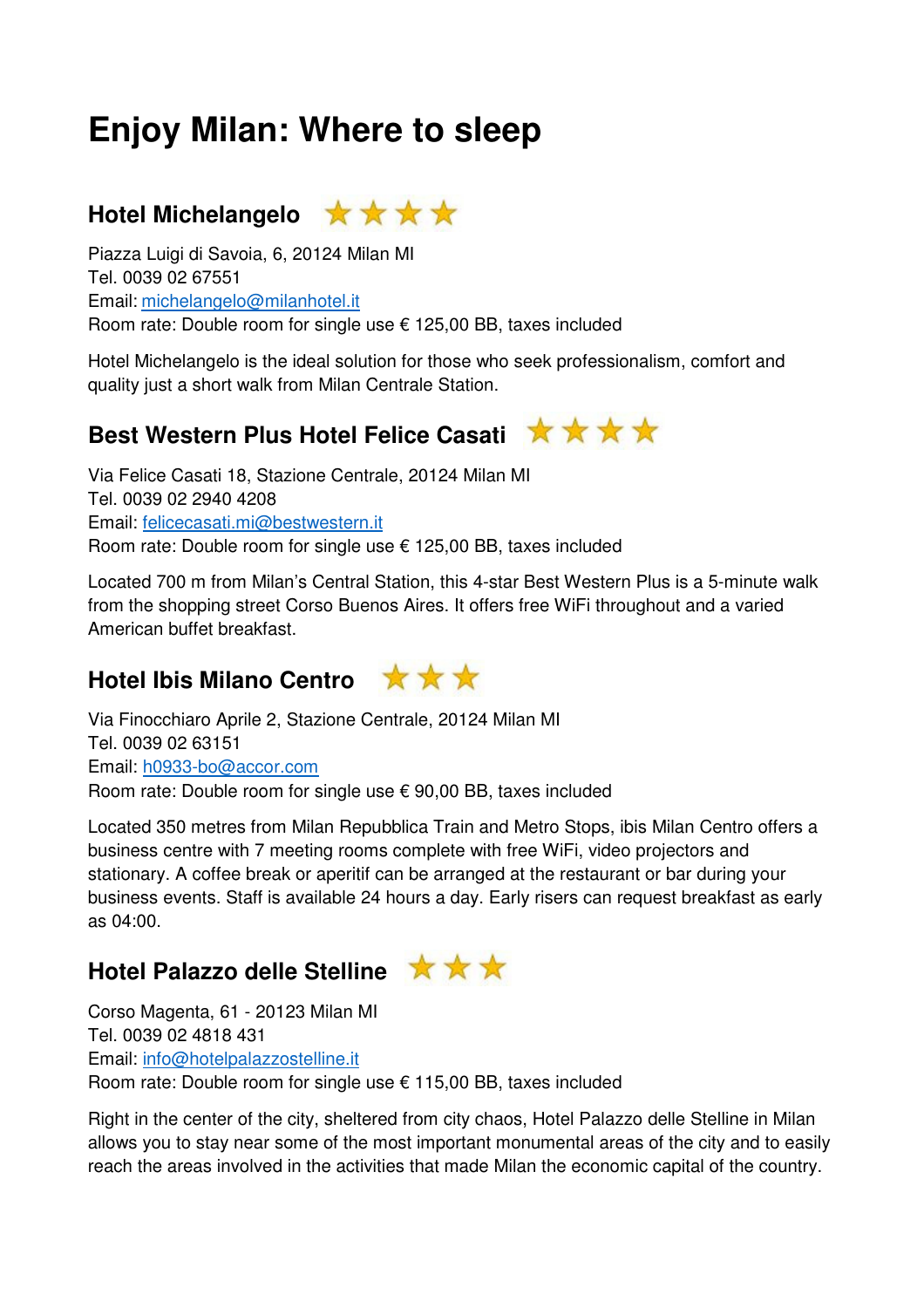# Enjoy Milan: Where to sleep

## Hotel Michelangelo ★★★★

Piazza Luigi di Savoia, 6, 20124 Milan MI  
Tel. 0039 02 67551  
Email: michelangelo@milanhotel.it  
Room rate: Double room for single use € 125,00 BB, taxes included

Hotel Michelangelo is the ideal solution for those who seek professionalism, comfort and quality just a short walk from Milan Centrale Station.

## Best Western Plus Hotel Felice Casati ★★★★

Via Felice Casati 18, Stazione Centrale, 20124 Milan MI  
Tel. 0039 02 2940 4208  
Email: felicecasati.mi@bestwestern.it  
Room rate: Double room for single use € 125,00 BB, taxes included

Located 700 m from Milan's Central Station, this 4-star Best Western Plus is a 5-minute walk from the shopping street Corso Buenos Aires. It offers free WiFi throughout and a varied American buffet breakfast.

## Hotel Ibis Milano Centro ★★★

Via Finocchiaro Aprile 2, Stazione Centrale, 20124 Milan MI  
Tel. 0039 02 63151  
Email: h0933-bo@accor.com  
Room rate: Double room for single use € 90,00 BB, taxes included

Located 350 metres from Milan Repubblica Train and Metro Stops, ibis Milan Centro offers a business centre with 7 meeting rooms complete with free WiFi, video projectors and stationary. A coffee break or aperitif can be arranged at the restaurant or bar during your business events. Staff is available 24 hours a day. Early risers can request breakfast as early as 04:00.

## Hotel Palazzo delle Stelline ★★★

Corso Magenta, 61 - 20123 Milan MI  
Tel. 0039 02 4818 431  
Email: info@hotelpalazzostelline.it  
Room rate: Double room for single use € 115,00 BB, taxes included

Right in the center of the city, sheltered from city chaos, Hotel Palazzo delle Stelline in Milan allows you to stay near some of the most important monumental areas of the city and to easily reach the areas involved in the activities that made Milan the economic capital of the country.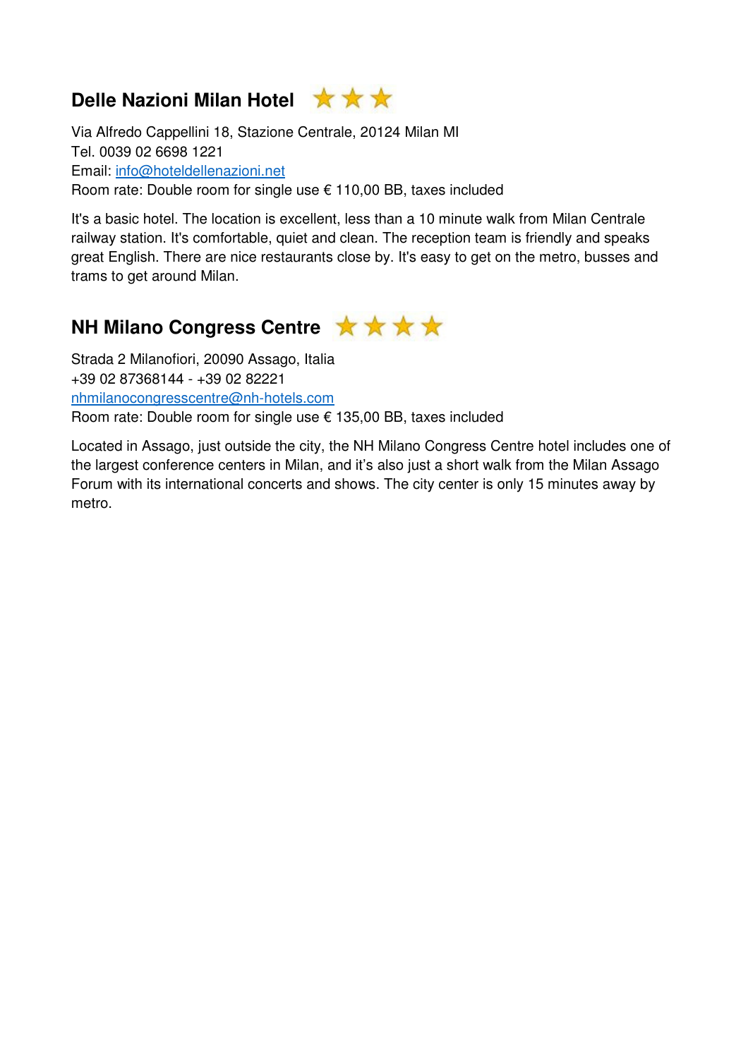## Delle Nazioni Milan Hotel ★★★

Via Alfredo Cappellini 18, Stazione Centrale, 20124 Milan MI
Tel. 0039 02 6698 1221
Email: info@hoteldellenazioni.net
Room rate: Double room for single use € 110,00 BB, taxes included

It's a basic hotel. The location is excellent, less than a 10 minute walk from Milan Centrale railway station. It's comfortable, quiet and clean. The reception team is friendly and speaks great English. There are nice restaurants close by. It's easy to get on the metro, busses and trams to get around Milan.

## NH Milano Congress Centre ★★★★

Strada 2 Milanofiori, 20090 Assago, Italia
+39 02 87368144 - +39 02 82221
nhmilanocongresscentre@nh-hotels.com
Room rate: Double room for single use € 135,00 BB, taxes included

Located in Assago, just outside the city, the NH Milano Congress Centre hotel includes one of the largest conference centers in Milan, and it's also just a short walk from the Milan Assago Forum with its international concerts and shows. The city center is only 15 minutes away by metro.